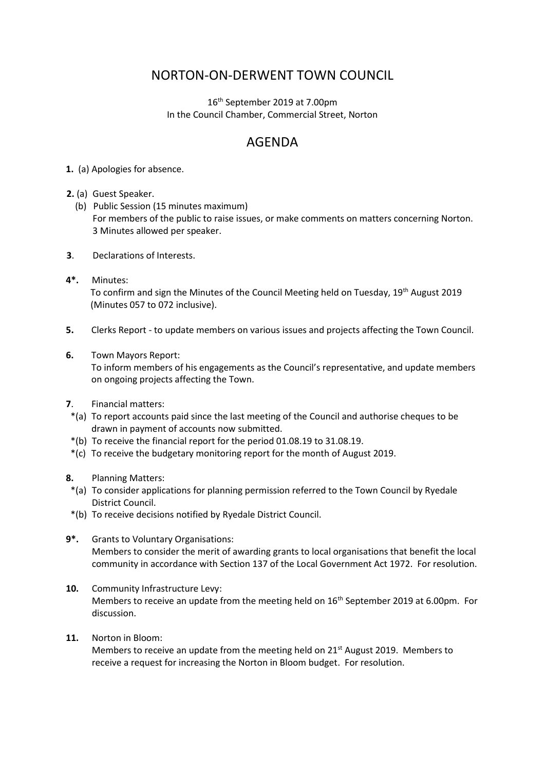# NORTON-ON-DERWENT TOWN COUNCIL

16th September 2019 at 7.00pm
In the Council Chamber, Commercial Street, Norton

## AGENDA

**1.** (a) Apologies for absence.

**2.** (a) Guest Speaker.
(b) Public Session (15 minutes maximum)
For members of the public to raise issues, or make comments on matters concerning Norton. 3 Minutes allowed per speaker.

**3**. Declarations of Interests.

**4*.** Minutes:
To confirm and sign the Minutes of the Council Meeting held on Tuesday, 19th August 2019 (Minutes 057 to 072 inclusive).

**5.** Clerks Report - to update members on various issues and projects affecting the Town Council.

**6.** Town Mayors Report:
To inform members of his engagements as the Council's representative, and update members on ongoing projects affecting the Town.

**7**. Financial matters:
*(a) To report accounts paid since the last meeting of the Council and authorise cheques to be drawn in payment of accounts now submitted.
*(b) To receive the financial report for the period 01.08.19 to 31.08.19.
*(c) To receive the budgetary monitoring report for the month of August 2019.

**8.** Planning Matters:
*(a) To consider applications for planning permission referred to the Town Council by Ryedale District Council.
*(b) To receive decisions notified by Ryedale District Council.

**9*.** Grants to Voluntary Organisations:
Members to consider the merit of awarding grants to local organisations that benefit the local community in accordance with Section 137 of the Local Government Act 1972. For resolution.

**10.** Community Infrastructure Levy:
Members to receive an update from the meeting held on 16th September 2019 at 6.00pm. For discussion.

**11.** Norton in Bloom:
Members to receive an update from the meeting held on 21st August 2019. Members to receive a request for increasing the Norton in Bloom budget. For resolution.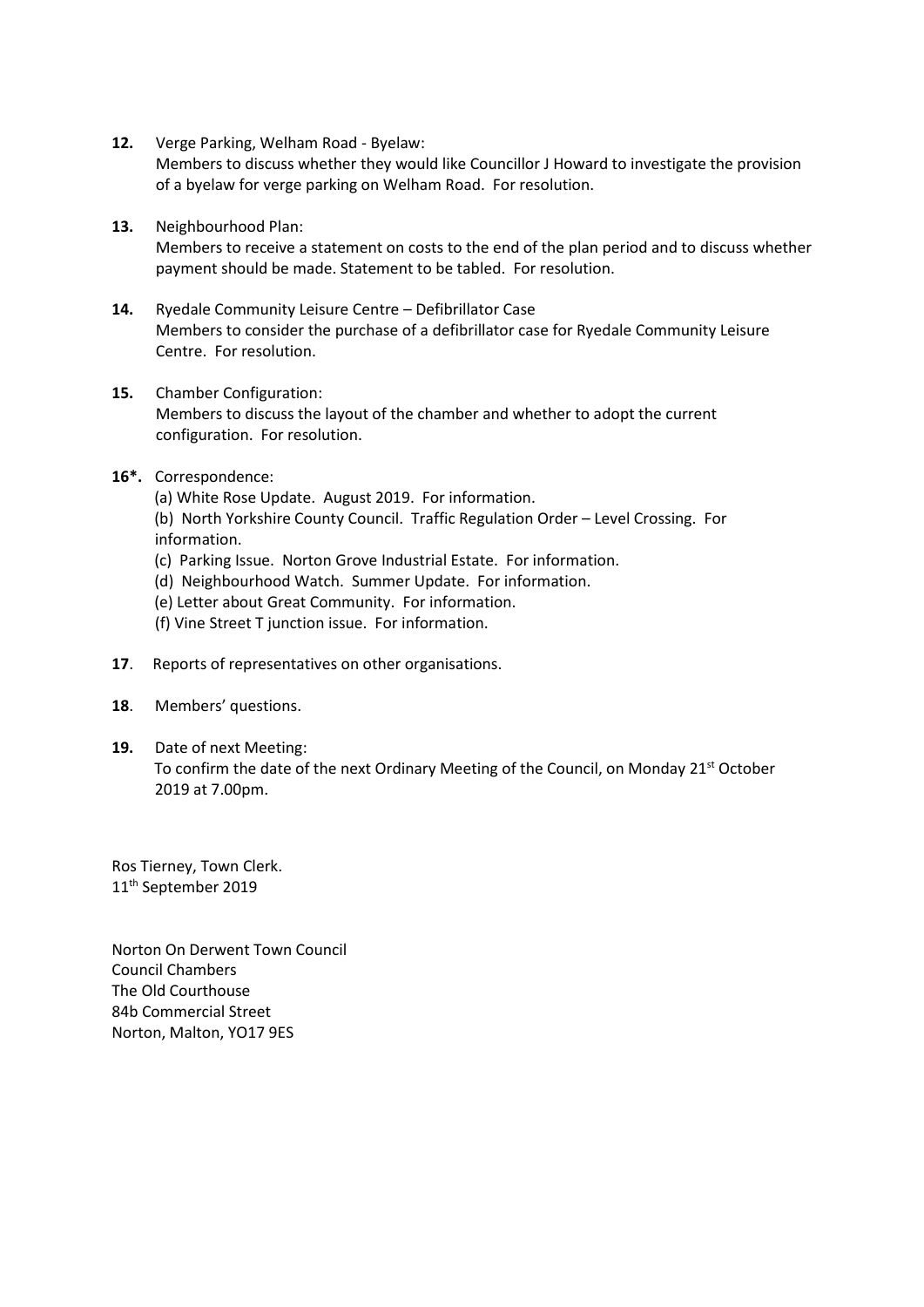**12.** Verge Parking, Welham Road - Byelaw:
Members to discuss whether they would like Councillor J Howard to investigate the provision of a byelaw for verge parking on Welham Road. For resolution.

**13.** Neighbourhood Plan:
Members to receive a statement on costs to the end of the plan period and to discuss whether payment should be made. Statement to be tabled. For resolution.

**14.** Ryedale Community Leisure Centre – Defibrillator Case
Members to consider the purchase of a defibrillator case for Ryedale Community Leisure Centre. For resolution.

**15.** Chamber Configuration:
Members to discuss the layout of the chamber and whether to adopt the current configuration. For resolution.

**16*.** Correspondence:
(a) White Rose Update. August 2019. For information.
(b) North Yorkshire County Council. Traffic Regulation Order – Level Crossing. For information.
(c) Parking Issue. Norton Grove Industrial Estate. For information.
(d) Neighbourhood Watch. Summer Update. For information.
(e) Letter about Great Community. For information.
(f) Vine Street T junction issue. For information.

**17**. Reports of representatives on other organisations.

**18**. Members' questions.

**19.** Date of next Meeting:
To confirm the date of the next Ordinary Meeting of the Council, on Monday 21st October 2019 at 7.00pm.

Ros Tierney, Town Clerk.
11th September 2019

Norton On Derwent Town Council
Council Chambers
The Old Courthouse
84b Commercial Street
Norton, Malton, YO17 9ES